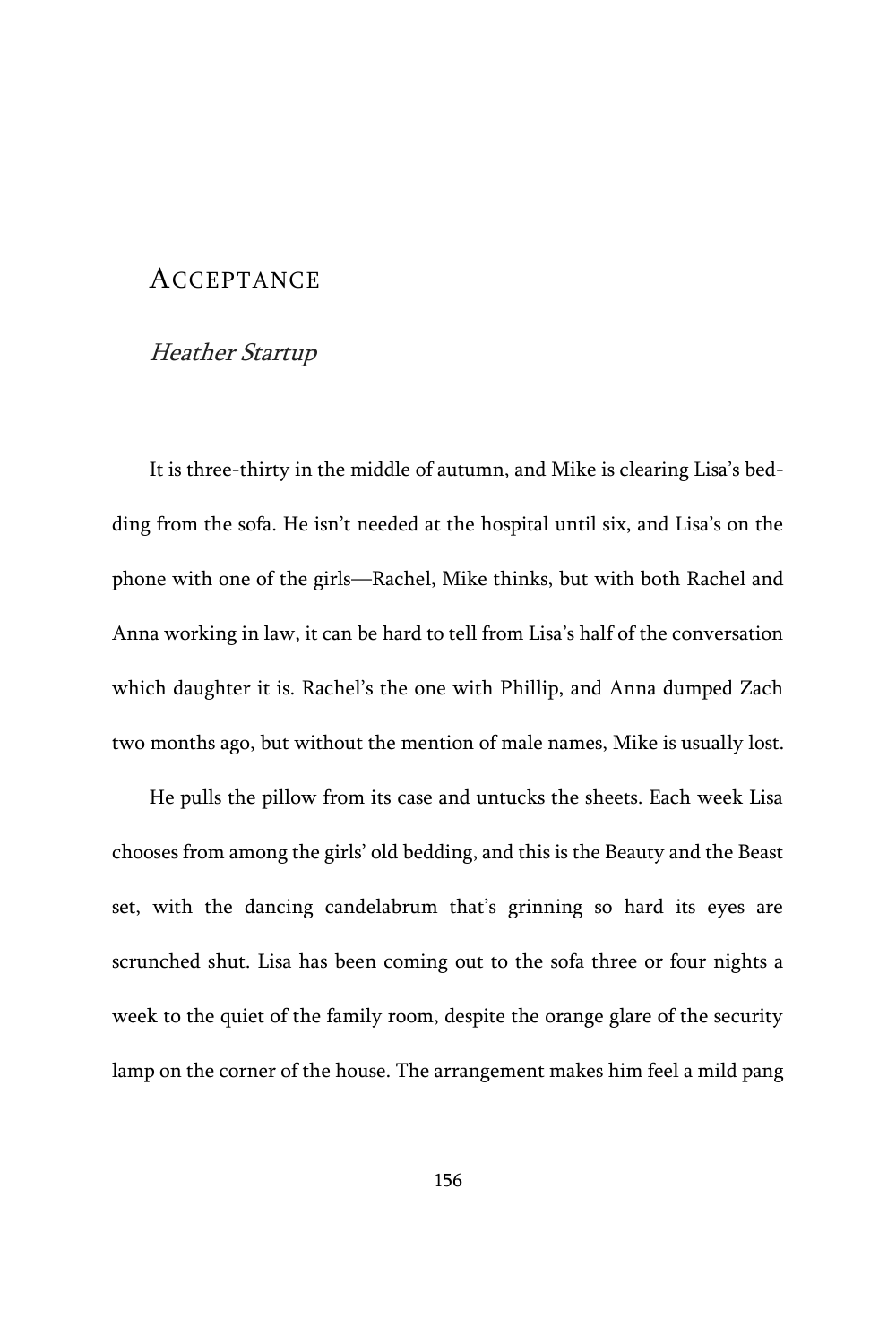# Acceptance

*Heather Startup*

It is three-thirty in the middle of autumn, and Mike is clearing Lisa's bedding from the sofa. He isn't needed at the hospital until six, and Lisa's on the phone with one of the girls—Rachel, Mike thinks, but with both Rachel and Anna working in law, it can be hard to tell from Lisa's half of the conversation which daughter it is. Rachel's the one with Phillip, and Anna dumped Zach two months ago, but without the mention of male names, Mike is usually lost.

He pulls the pillow from its case and untucks the sheets. Each week Lisa chooses from among the girls' old bedding, and this is the Beauty and the Beast set, with the dancing candelabrum that's grinning so hard its eyes are scrunched shut. Lisa has been coming out to the sofa three or four nights a week to the quiet of the family room, despite the orange glare of the security lamp on the corner of the house. The arrangement makes him feel a mild pang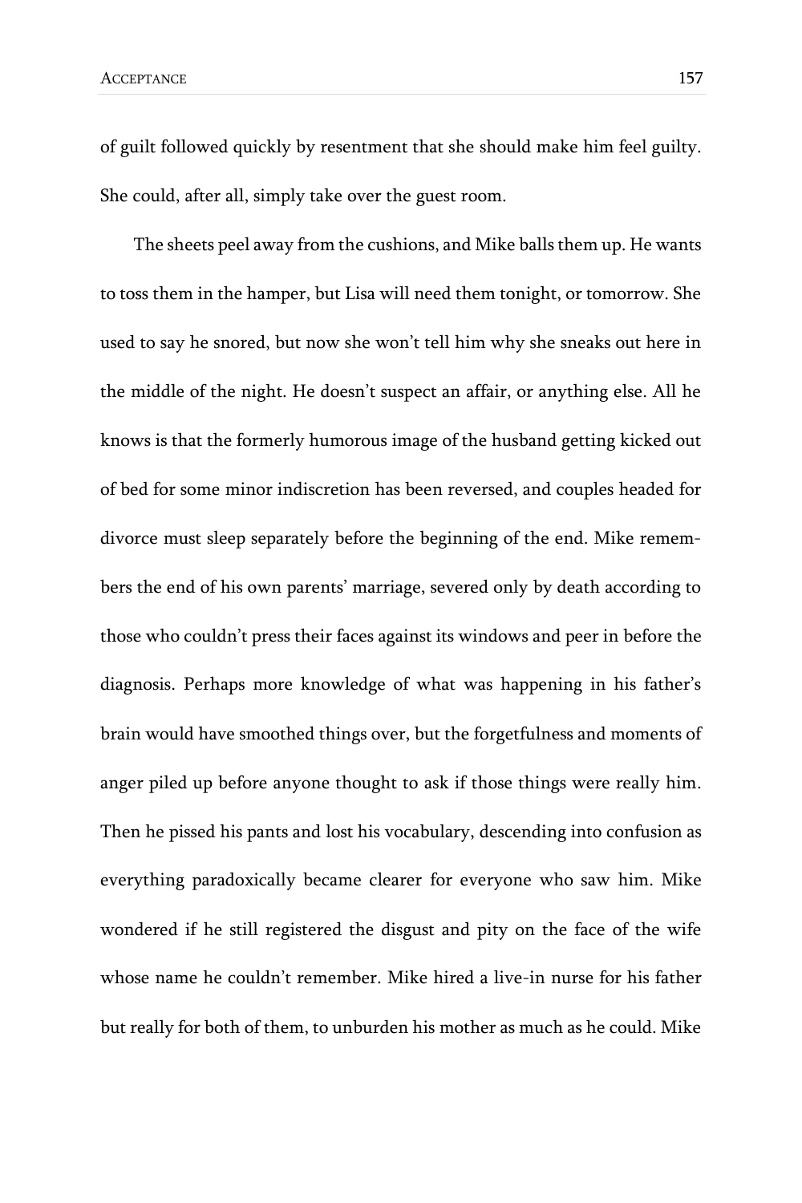of guilt followed quickly by resentment that she should make him feel guilty. She could, after all, simply take over the guest room.

The sheets peel away from the cushions, and Mike balls them up. He wants to toss them in the hamper, but Lisa will need them tonight, or tomorrow. She used to say he snored, but now she won't tell him why she sneaks out here in the middle of the night. He doesn't suspect an affair, or anything else. All he knows is that the formerly humorous image of the husband getting kicked out of bed for some minor indiscretion has been reversed, and couples headed for divorce must sleep separately before the beginning of the end. Mike remembers the end of his own parents' marriage, severed only by death according to those who couldn't press their faces against its windows and peer in before the diagnosis. Perhaps more knowledge of what was happening in his father's brain would have smoothed things over, but the forgetfulness and moments of anger piled up before anyone thought to ask if those things were really him. Then he pissed his pants and lost his vocabulary, descending into confusion as everything paradoxically became clearer for everyone who saw him. Mike wondered if he still registered the disgust and pity on the face of the wife whose name he couldn't remember. Mike hired a live-in nurse for his father but really for both of them, to unburden his mother as much as he could. Mike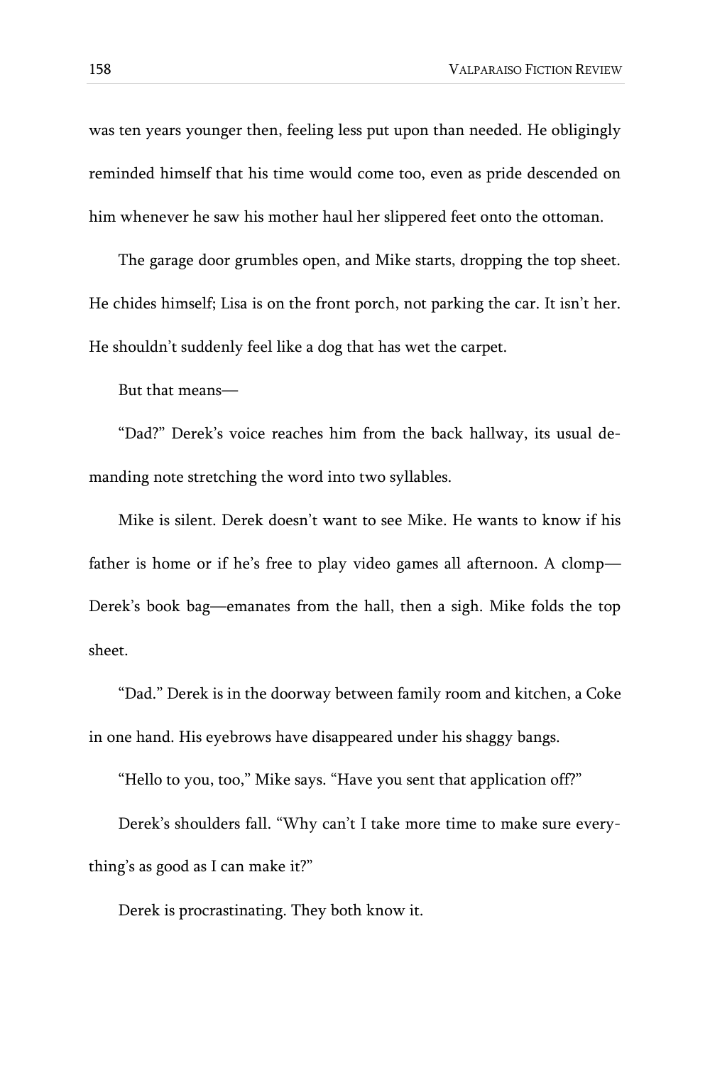was ten years younger then, feeling less put upon than needed. He obligingly reminded himself that his time would come too, even as pride descended on him whenever he saw his mother haul her slippered feet onto the ottoman.

The garage door grumbles open, and Mike starts, dropping the top sheet. He chides himself; Lisa is on the front porch, not parking the car. It isn't her. He shouldn't suddenly feel like a dog that has wet the carpet.

But that means—

"Dad?" Derek's voice reaches him from the back hallway, its usual demanding note stretching the word into two syllables.

Mike is silent. Derek doesn't want to see Mike. He wants to know if his father is home or if he's free to play video games all afternoon. A clomp—Derek's book bag—emanates from the hall, then a sigh. Mike folds the top sheet.

"Dad." Derek is in the doorway between family room and kitchen, a Coke in one hand. His eyebrows have disappeared under his shaggy bangs.

"Hello to you, too," Mike says. "Have you sent that application off?"

Derek's shoulders fall. "Why can't I take more time to make sure everything's as good as I can make it?"

Derek is procrastinating. They both know it.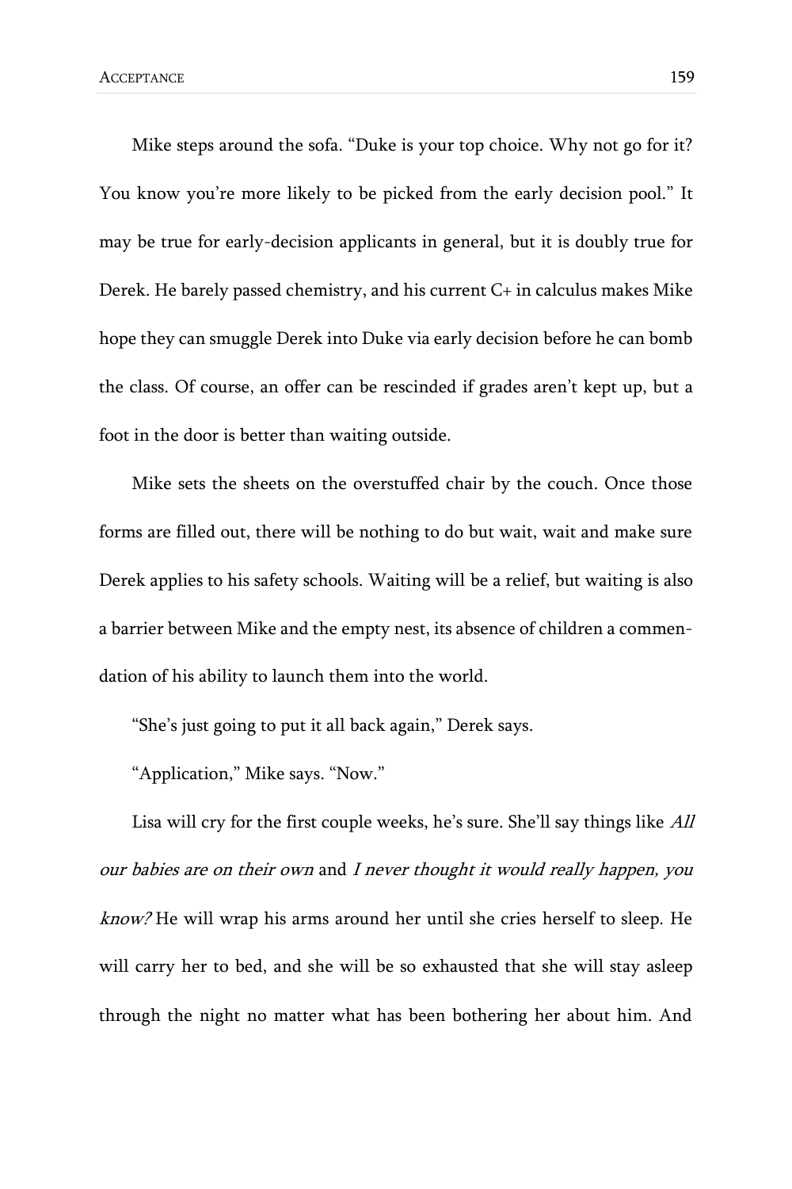Mike steps around the sofa. "Duke is your top choice. Why not go for it? You know you're more likely to be picked from the early decision pool." It may be true for early-decision applicants in general, but it is doubly true for Derek. He barely passed chemistry, and his current C+ in calculus makes Mike hope they can smuggle Derek into Duke via early decision before he can bomb the class. Of course, an offer can be rescinded if grades aren't kept up, but a foot in the door is better than waiting outside.

Mike sets the sheets on the overstuffed chair by the couch. Once those forms are filled out, there will be nothing to do but wait, wait and make sure Derek applies to his safety schools. Waiting will be a relief, but waiting is also a barrier between Mike and the empty nest, its absence of children a commendation of his ability to launch them into the world.

"She's just going to put it all back again," Derek says.

"Application," Mike says. "Now."

Lisa will cry for the first couple weeks, he's sure. She'll say things like *All our babies are on their own* and *I never thought it would really happen, you know?* He will wrap his arms around her until she cries herself to sleep. He will carry her to bed, and she will be so exhausted that she will stay asleep through the night no matter what has been bothering her about him. And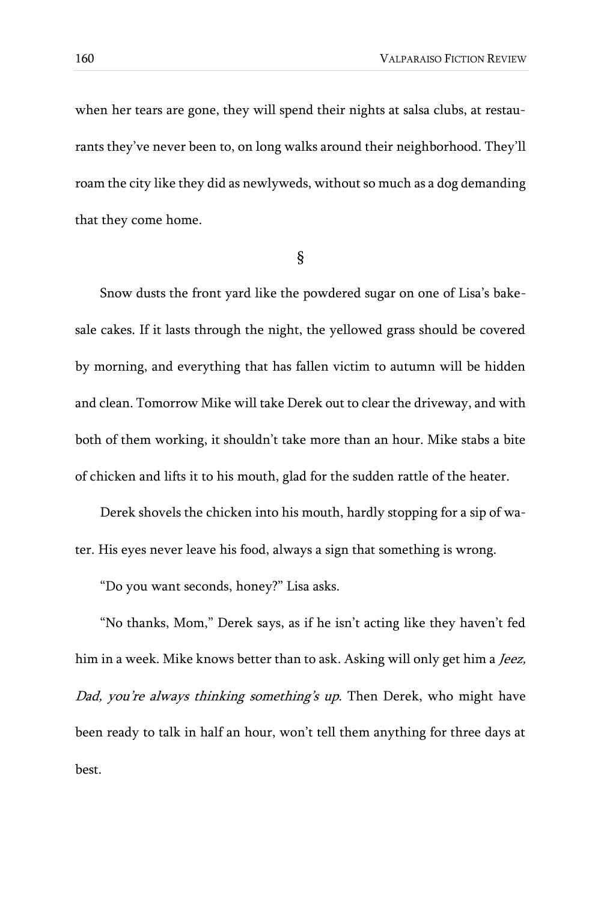when her tears are gone, they will spend their nights at salsa clubs, at restaurants they've never been to, on long walks around their neighborhood. They'll roam the city like they did as newlyweds, without so much as a dog demanding that they come home.

§

Snow dusts the front yard like the powdered sugar on one of Lisa's bake-sale cakes. If it lasts through the night, the yellowed grass should be covered by morning, and everything that has fallen victim to autumn will be hidden and clean. Tomorrow Mike will take Derek out to clear the driveway, and with both of them working, it shouldn't take more than an hour. Mike stabs a bite of chicken and lifts it to his mouth, glad for the sudden rattle of the heater.

Derek shovels the chicken into his mouth, hardly stopping for a sip of water. His eyes never leave his food, always a sign that something is wrong.

"Do you want seconds, honey?" Lisa asks.

"No thanks, Mom," Derek says, as if he isn't acting like they haven't fed him in a week. Mike knows better than to ask. Asking will only get him a *Jeez, Dad, you're always thinking something's up.* Then Derek, who might have been ready to talk in half an hour, won't tell them anything for three days at best.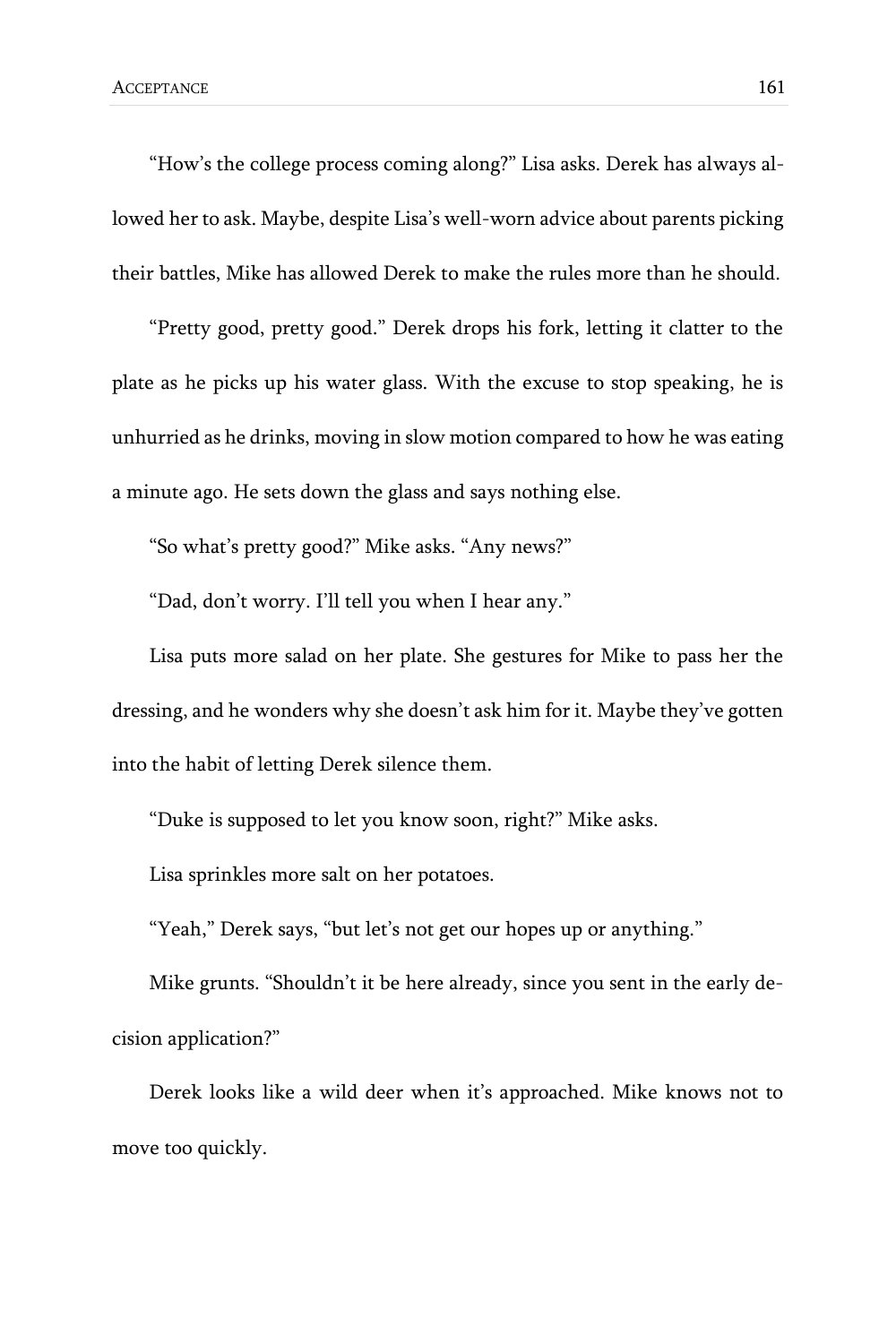"How's the college process coming along?" Lisa asks. Derek has always allowed her to ask. Maybe, despite Lisa's well-worn advice about parents picking their battles, Mike has allowed Derek to make the rules more than he should.

"Pretty good, pretty good." Derek drops his fork, letting it clatter to the plate as he picks up his water glass. With the excuse to stop speaking, he is unhurried as he drinks, moving in slow motion compared to how he was eating a minute ago. He sets down the glass and says nothing else.

"So what's pretty good?" Mike asks. "Any news?"

"Dad, don't worry. I'll tell you when I hear any."

Lisa puts more salad on her plate. She gestures for Mike to pass her the dressing, and he wonders why she doesn't ask him for it. Maybe they've gotten into the habit of letting Derek silence them.

"Duke is supposed to let you know soon, right?" Mike asks.

Lisa sprinkles more salt on her potatoes.

"Yeah," Derek says, "but let's not get our hopes up or anything."

Mike grunts. "Shouldn't it be here already, since you sent in the early decision application?"

Derek looks like a wild deer when it's approached. Mike knows not to move too quickly.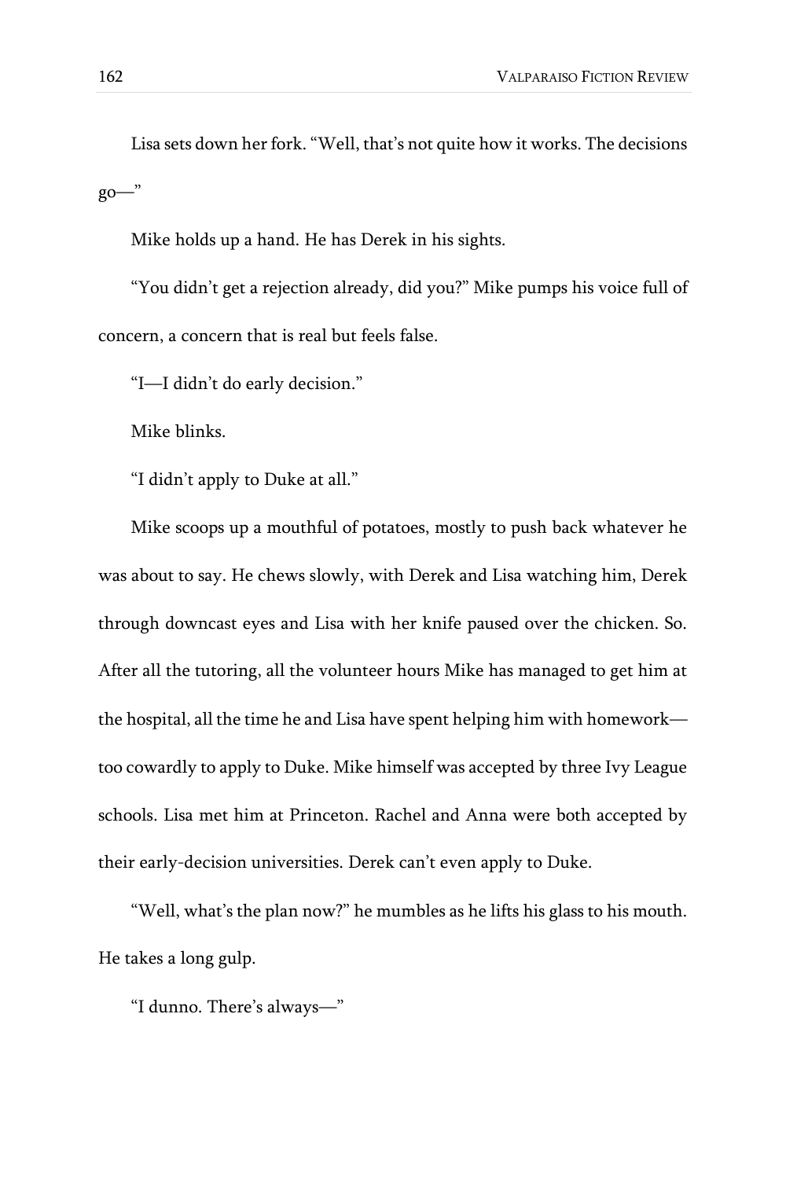Lisa sets down her fork. “Well, that’s not quite how it works. The decisions go—”

Mike holds up a hand. He has Derek in his sights.

“You didn’t get a rejection already, did you?” Mike pumps his voice full of concern, a concern that is real but feels false.

“I—I didn’t do early decision.”

Mike blinks.

“I didn’t apply to Duke at all.”

Mike scoops up a mouthful of potatoes, mostly to push back whatever he was about to say. He chews slowly, with Derek and Lisa watching him, Derek through downcast eyes and Lisa with her knife paused over the chicken. So. After all the tutoring, all the volunteer hours Mike has managed to get him at the hospital, all the time he and Lisa have spent helping him with homework—too cowardly to apply to Duke. Mike himself was accepted by three Ivy League schools. Lisa met him at Princeton. Rachel and Anna were both accepted by their early-decision universities. Derek can’t even apply to Duke.

“Well, what’s the plan now?” he mumbles as he lifts his glass to his mouth. He takes a long gulp.

“I dunno. There’s always—”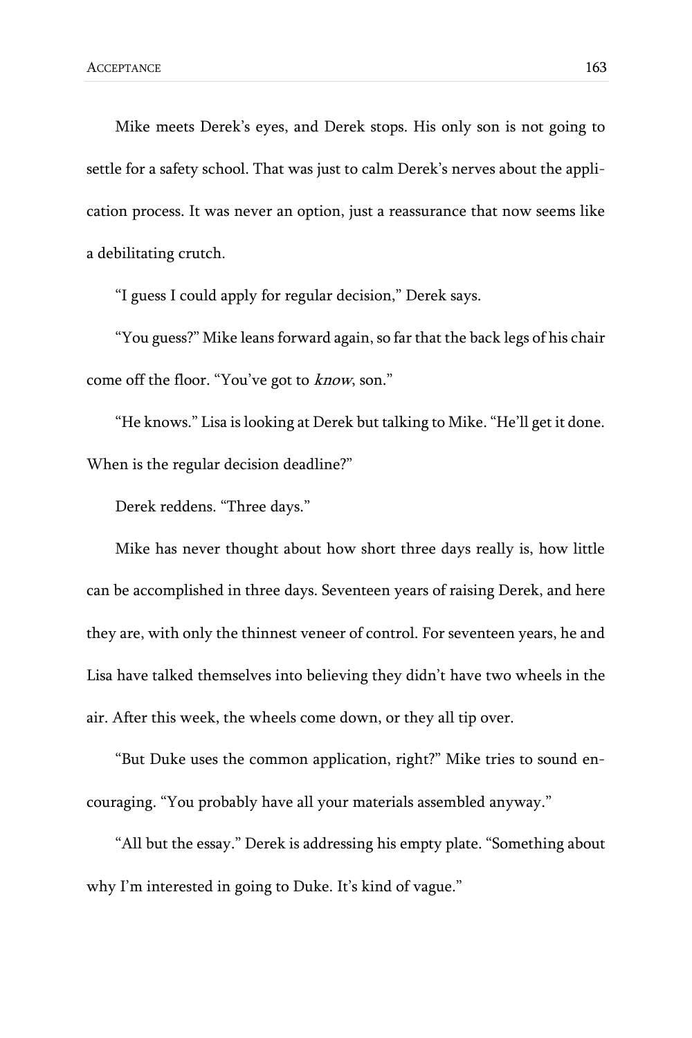Mike meets Derek's eyes, and Derek stops. His only son is not going to settle for a safety school. That was just to calm Derek's nerves about the application process. It was never an option, just a reassurance that now seems like a debilitating crutch.

"I guess I could apply for regular decision," Derek says.

"You guess?" Mike leans forward again, so far that the back legs of his chair come off the floor. "You've got to *know*, son."

"He knows." Lisa is looking at Derek but talking to Mike. "He'll get it done. When is the regular decision deadline?"

Derek reddens. "Three days."

Mike has never thought about how short three days really is, how little can be accomplished in three days. Seventeen years of raising Derek, and here they are, with only the thinnest veneer of control. For seventeen years, he and Lisa have talked themselves into believing they didn't have two wheels in the air. After this week, the wheels come down, or they all tip over.

"But Duke uses the common application, right?" Mike tries to sound encouraging. "You probably have all your materials assembled anyway."

"All but the essay." Derek is addressing his empty plate. "Something about why I'm interested in going to Duke. It's kind of vague."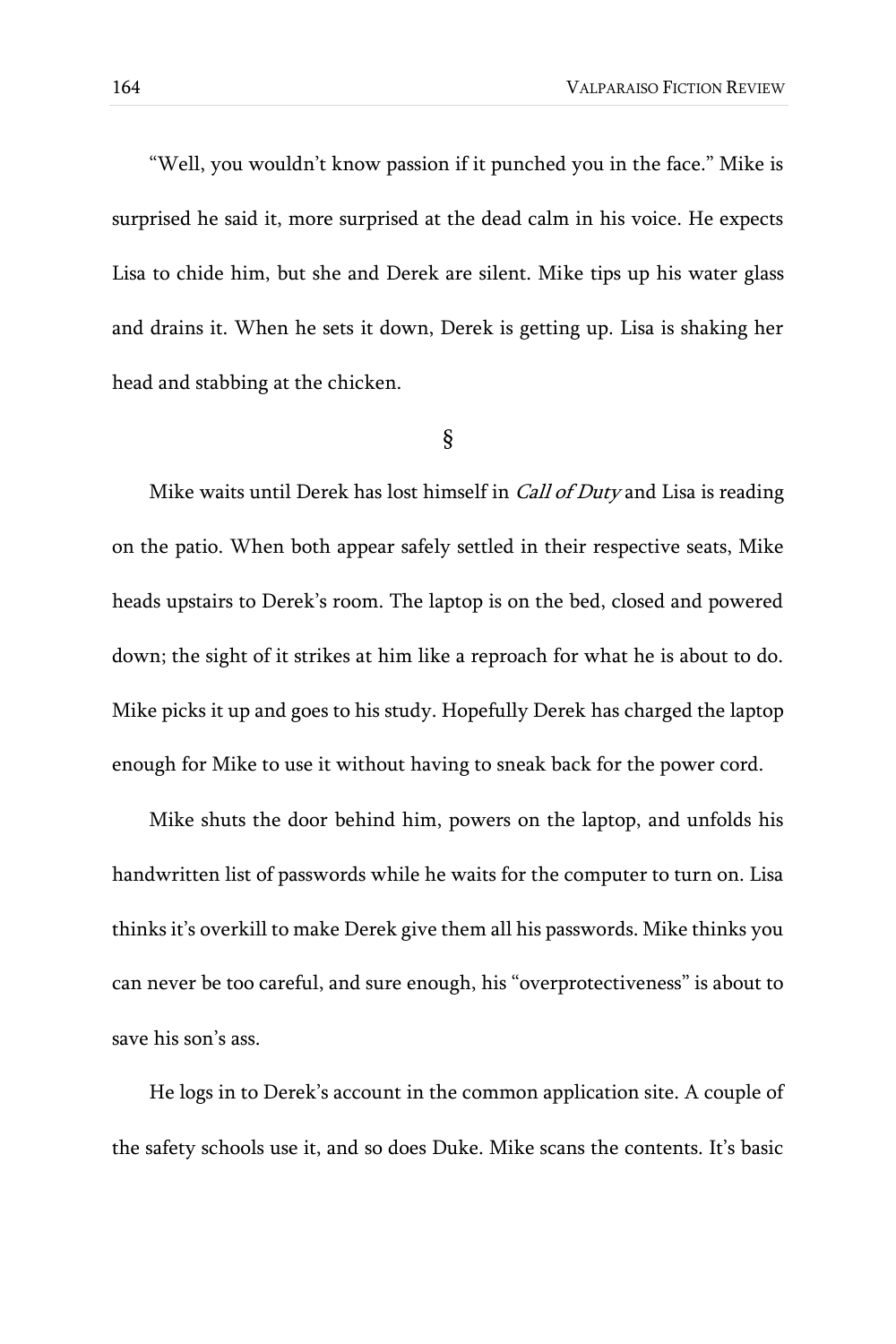"Well, you wouldn't know passion if it punched you in the face." Mike is surprised he said it, more surprised at the dead calm in his voice. He expects Lisa to chide him, but she and Derek are silent. Mike tips up his water glass and drains it. When he sets it down, Derek is getting up. Lisa is shaking her head and stabbing at the chicken.

§

Mike waits until Derek has lost himself in *Call of Duty* and Lisa is reading on the patio. When both appear safely settled in their respective seats, Mike heads upstairs to Derek's room. The laptop is on the bed, closed and powered down; the sight of it strikes at him like a reproach for what he is about to do. Mike picks it up and goes to his study. Hopefully Derek has charged the laptop enough for Mike to use it without having to sneak back for the power cord.

Mike shuts the door behind him, powers on the laptop, and unfolds his handwritten list of passwords while he waits for the computer to turn on. Lisa thinks it's overkill to make Derek give them all his passwords. Mike thinks you can never be too careful, and sure enough, his "overprotectiveness" is about to save his son's ass.

He logs in to Derek's account in the common application site. A couple of the safety schools use it, and so does Duke. Mike scans the contents. It's basic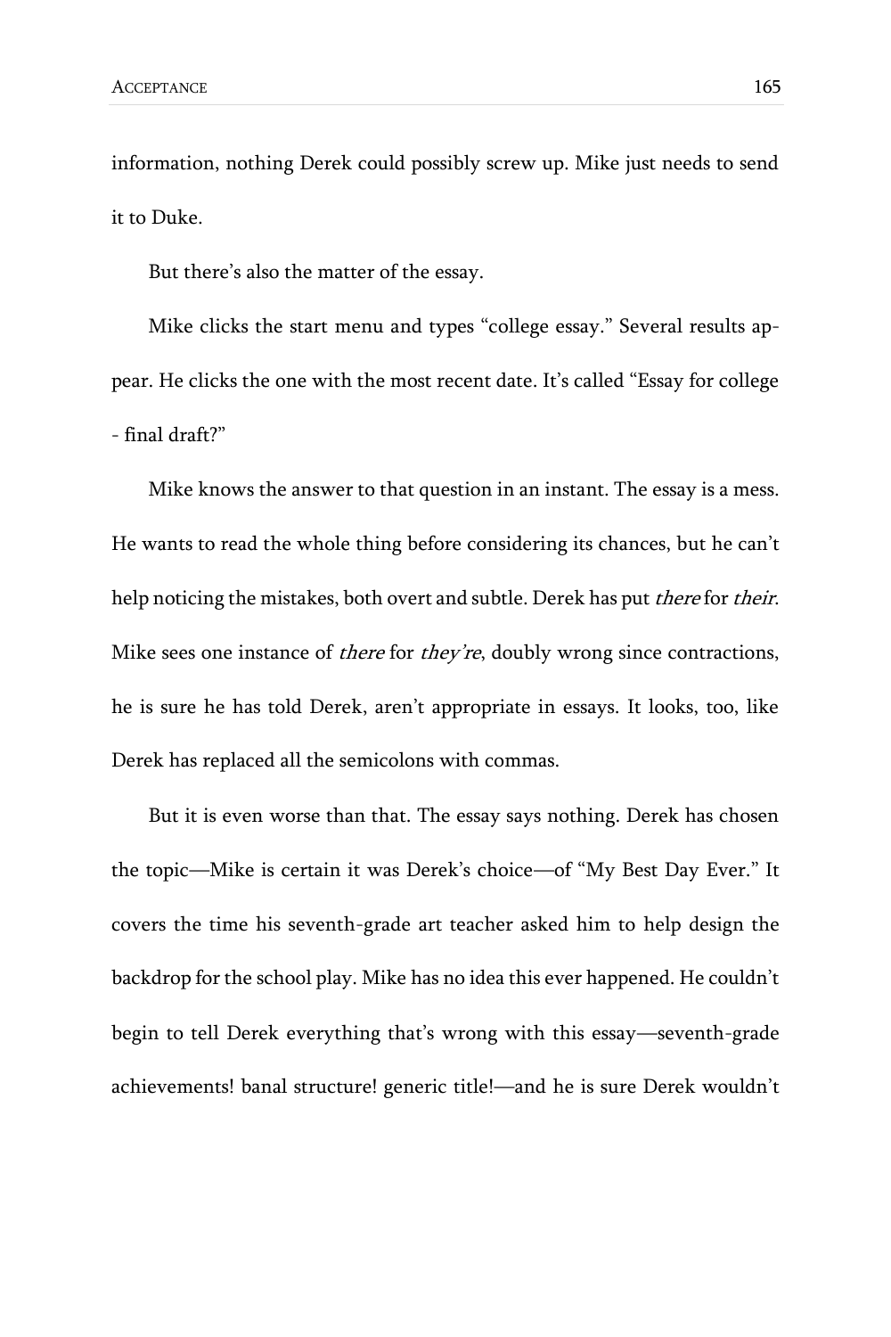information, nothing Derek could possibly screw up. Mike just needs to send it to Duke.

But there's also the matter of the essay.

Mike clicks the start menu and types "college essay." Several results appear. He clicks the one with the most recent date. It's called "Essay for college - final draft?"

Mike knows the answer to that question in an instant. The essay is a mess. He wants to read the whole thing before considering its chances, but he can't help noticing the mistakes, both overt and subtle. Derek has put *there* for *their*. Mike sees one instance of *there* for *they're*, doubly wrong since contractions, he is sure he has told Derek, aren't appropriate in essays. It looks, too, like Derek has replaced all the semicolons with commas.

But it is even worse than that. The essay says nothing. Derek has chosen the topic—Mike is certain it was Derek's choice—of "My Best Day Ever." It covers the time his seventh-grade art teacher asked him to help design the backdrop for the school play. Mike has no idea this ever happened. He couldn't begin to tell Derek everything that's wrong with this essay—seventh-grade achievements! banal structure! generic title!—and he is sure Derek wouldn't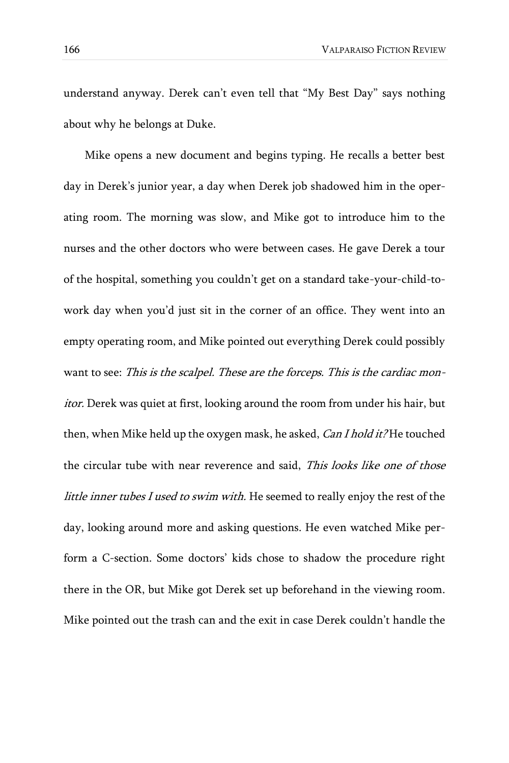understand anyway. Derek can't even tell that "My Best Day" says nothing about why he belongs at Duke.

Mike opens a new document and begins typing. He recalls a better best day in Derek's junior year, a day when Derek job shadowed him in the operating room. The morning was slow, and Mike got to introduce him to the nurses and the other doctors who were between cases. He gave Derek a tour of the hospital, something you couldn't get on a standard take-your-child-to-work day when you'd just sit in the corner of an office. They went into an empty operating room, and Mike pointed out everything Derek could possibly want to see: *This is the scalpel. These are the forceps. This is the cardiac monitor.* Derek was quiet at first, looking around the room from under his hair, but then, when Mike held up the oxygen mask, he asked, *Can I hold it?* He touched the circular tube with near reverence and said, *This looks like one of those little inner tubes I used to swim with.* He seemed to really enjoy the rest of the day, looking around more and asking questions. He even watched Mike perform a C-section. Some doctors' kids chose to shadow the procedure right there in the OR, but Mike got Derek set up beforehand in the viewing room. Mike pointed out the trash can and the exit in case Derek couldn't handle the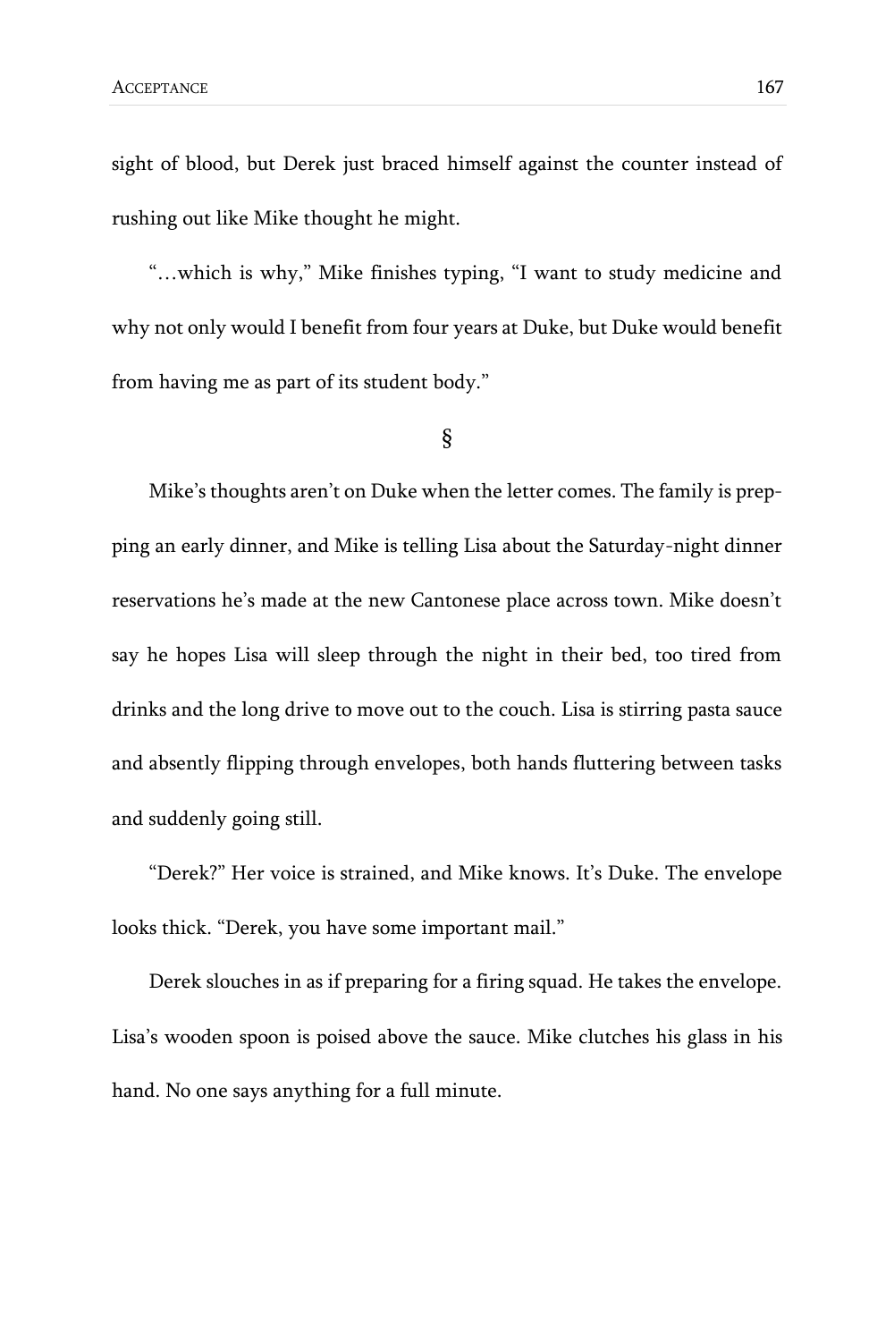sight of blood, but Derek just braced himself against the counter instead of rushing out like Mike thought he might.

"…which is why," Mike finishes typing, "I want to study medicine and why not only would I benefit from four years at Duke, but Duke would benefit from having me as part of its student body."

§

Mike's thoughts aren't on Duke when the letter comes. The family is prepping an early dinner, and Mike is telling Lisa about the Saturday-night dinner reservations he's made at the new Cantonese place across town. Mike doesn't say he hopes Lisa will sleep through the night in their bed, too tired from drinks and the long drive to move out to the couch. Lisa is stirring pasta sauce and absently flipping through envelopes, both hands fluttering between tasks and suddenly going still.

"Derek?" Her voice is strained, and Mike knows. It's Duke. The envelope looks thick. "Derek, you have some important mail."

Derek slouches in as if preparing for a firing squad. He takes the envelope. Lisa's wooden spoon is poised above the sauce. Mike clutches his glass in his hand. No one says anything for a full minute.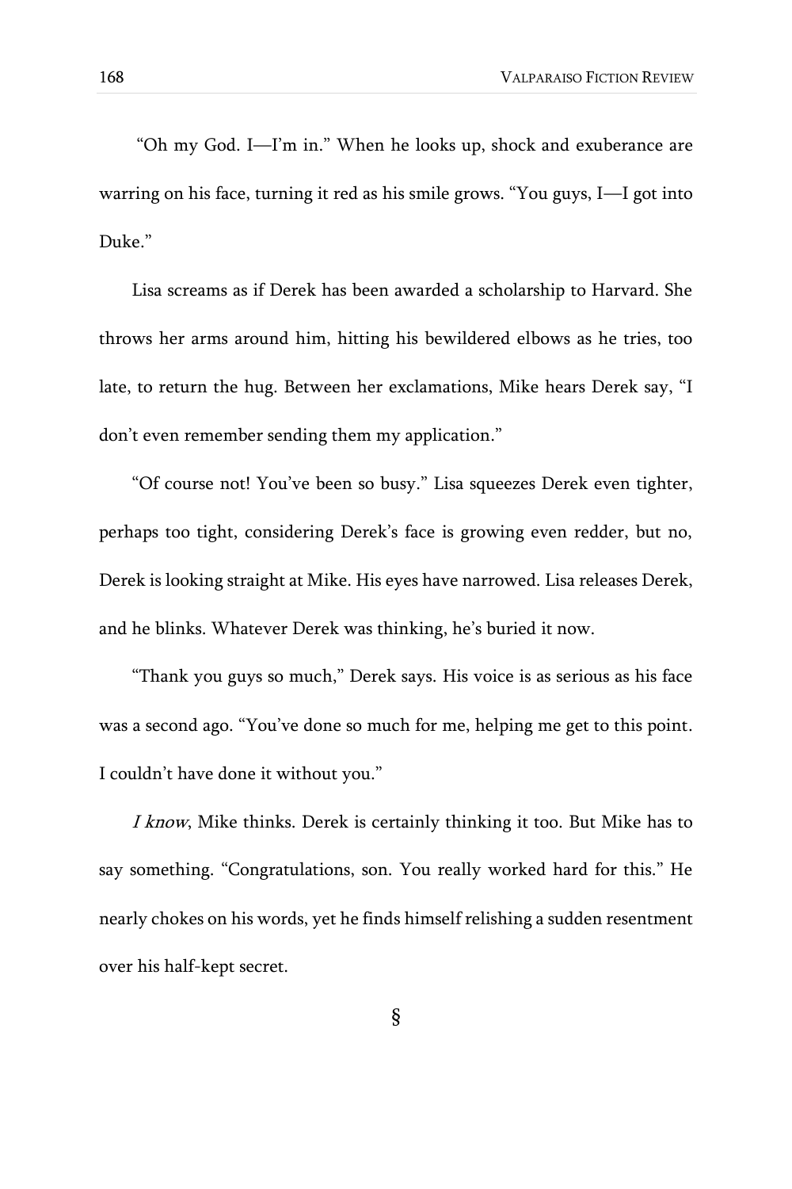"Oh my God. I—I'm in." When he looks up, shock and exuberance are warring on his face, turning it red as his smile grows. "You guys, I—I got into Duke."

Lisa screams as if Derek has been awarded a scholarship to Harvard. She throws her arms around him, hitting his bewildered elbows as he tries, too late, to return the hug. Between her exclamations, Mike hears Derek say, "I don't even remember sending them my application."

"Of course not! You've been so busy." Lisa squeezes Derek even tighter, perhaps too tight, considering Derek's face is growing even redder, but no, Derek is looking straight at Mike. His eyes have narrowed. Lisa releases Derek, and he blinks. Whatever Derek was thinking, he's buried it now.

"Thank you guys so much," Derek says. His voice is as serious as his face was a second ago. "You've done so much for me, helping me get to this point. I couldn't have done it without you."

*I know*, Mike thinks. Derek is certainly thinking it too. But Mike has to say something. "Congratulations, son. You really worked hard for this." He nearly chokes on his words, yet he finds himself relishing a sudden resentment over his half-kept secret.

§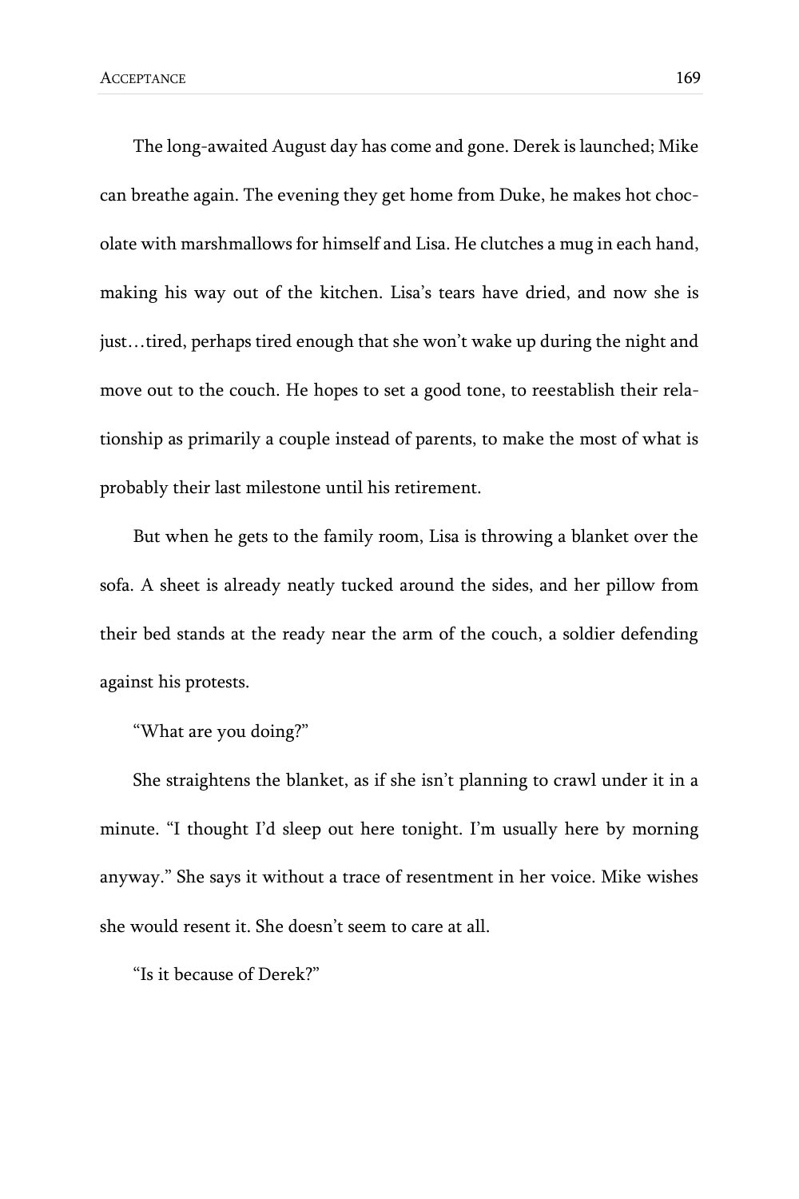The long-awaited August day has come and gone. Derek is launched; Mike can breathe again. The evening they get home from Duke, he makes hot chocolate with marshmallows for himself and Lisa. He clutches a mug in each hand, making his way out of the kitchen. Lisa's tears have dried, and now she is just…tired, perhaps tired enough that she won't wake up during the night and move out to the couch. He hopes to set a good tone, to reestablish their relationship as primarily a couple instead of parents, to make the most of what is probably their last milestone until his retirement.

But when he gets to the family room, Lisa is throwing a blanket over the sofa. A sheet is already neatly tucked around the sides, and her pillow from their bed stands at the ready near the arm of the couch, a soldier defending against his protests.

"What are you doing?"

She straightens the blanket, as if she isn't planning to crawl under it in a minute. "I thought I'd sleep out here tonight. I'm usually here by morning anyway." She says it without a trace of resentment in her voice. Mike wishes she would resent it. She doesn't seem to care at all.

"Is it because of Derek?"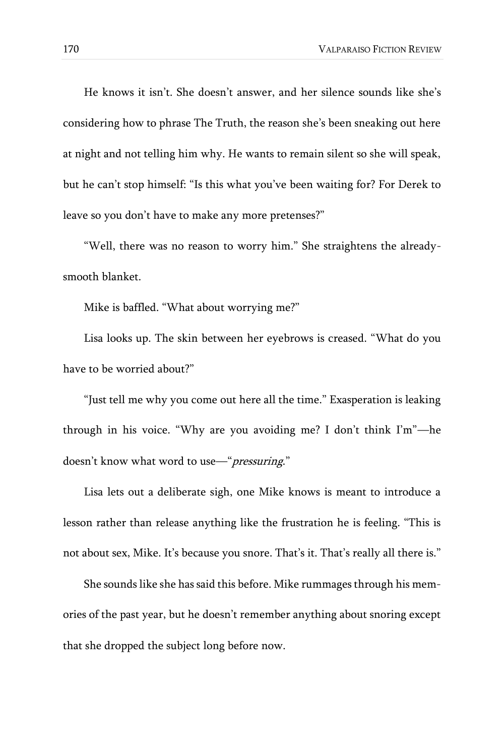He knows it isn't. She doesn't answer, and her silence sounds like she's considering how to phrase The Truth, the reason she's been sneaking out here at night and not telling him why. He wants to remain silent so she will speak, but he can't stop himself: "Is this what you've been waiting for? For Derek to leave so you don't have to make any more pretenses?"

"Well, there was no reason to worry him." She straightens the already-smooth blanket.

Mike is baffled. "What about worrying me?"

Lisa looks up. The skin between her eyebrows is creased. "What do you have to be worried about?"

"Just tell me why you come out here all the time." Exasperation is leaking through in his voice. "Why are you avoiding me? I don't think I'm"—he doesn't know what word to use—"*pressuring*."

Lisa lets out a deliberate sigh, one Mike knows is meant to introduce a lesson rather than release anything like the frustration he is feeling. "This is not about sex, Mike. It's because you snore. That's it. That's really all there is."

She sounds like she has said this before. Mike rummages through his memories of the past year, but he doesn't remember anything about snoring except that she dropped the subject long before now.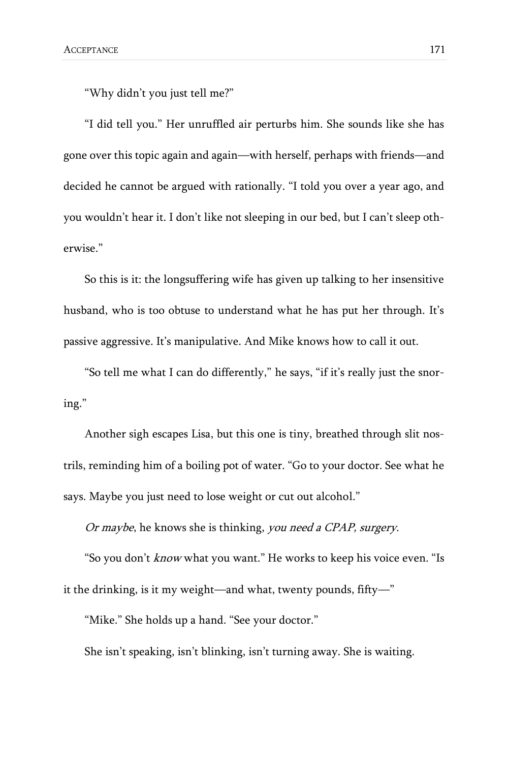"Why didn't you just tell me?"

"I did tell you." Her unruffled air perturbs him. She sounds like she has gone over this topic again and again—with herself, perhaps with friends—and decided he cannot be argued with rationally. "I told you over a year ago, and you wouldn't hear it. I don't like not sleeping in our bed, but I can't sleep otherwise."

So this is it: the longsuffering wife has given up talking to her insensitive husband, who is too obtuse to understand what he has put her through. It's passive aggressive. It's manipulative. And Mike knows how to call it out.

"So tell me what I can do differently," he says, "if it's really just the snoring."

Another sigh escapes Lisa, but this one is tiny, breathed through slit nostrils, reminding him of a boiling pot of water. "Go to your doctor. See what he says. Maybe you just need to lose weight or cut out alcohol."

*Or maybe*, he knows she is thinking, *you need a CPAP, surgery.*

"So you don't *know* what you want." He works to keep his voice even. "Is it the drinking, is it my weight—and what, twenty pounds, fifty—"

"Mike." She holds up a hand. "See your doctor."

She isn't speaking, isn't blinking, isn't turning away. She is waiting.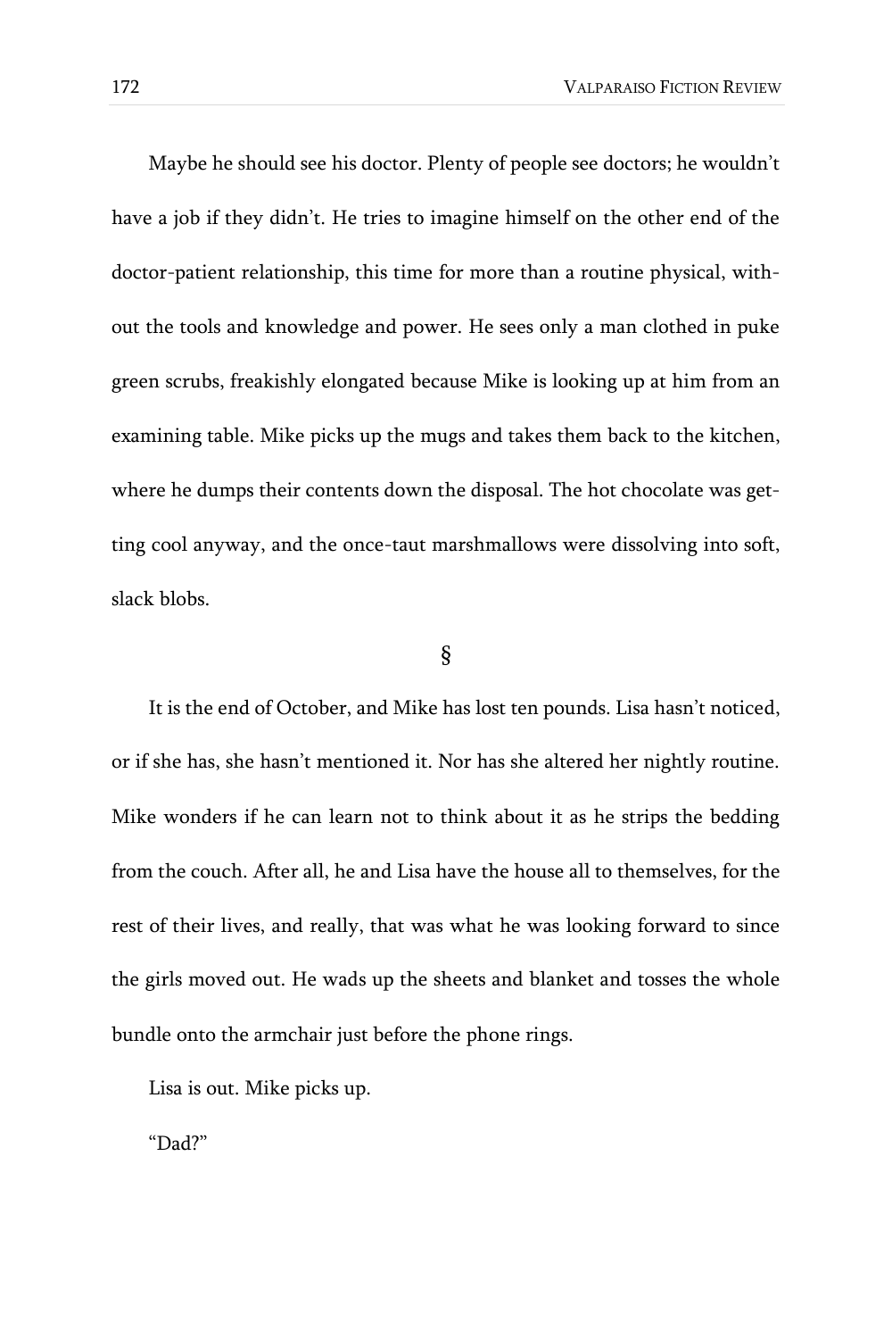Maybe he should see his doctor. Plenty of people see doctors; he wouldn't have a job if they didn't. He tries to imagine himself on the other end of the doctor-patient relationship, this time for more than a routine physical, without the tools and knowledge and power. He sees only a man clothed in puke green scrubs, freakishly elongated because Mike is looking up at him from an examining table. Mike picks up the mugs and takes them back to the kitchen, where he dumps their contents down the disposal. The hot chocolate was getting cool anyway, and the once-taut marshmallows were dissolving into soft, slack blobs.

§

It is the end of October, and Mike has lost ten pounds. Lisa hasn't noticed, or if she has, she hasn't mentioned it. Nor has she altered her nightly routine. Mike wonders if he can learn not to think about it as he strips the bedding from the couch. After all, he and Lisa have the house all to themselves, for the rest of their lives, and really, that was what he was looking forward to since the girls moved out. He wads up the sheets and blanket and tosses the whole bundle onto the armchair just before the phone rings.

Lisa is out. Mike picks up.

"Dad?"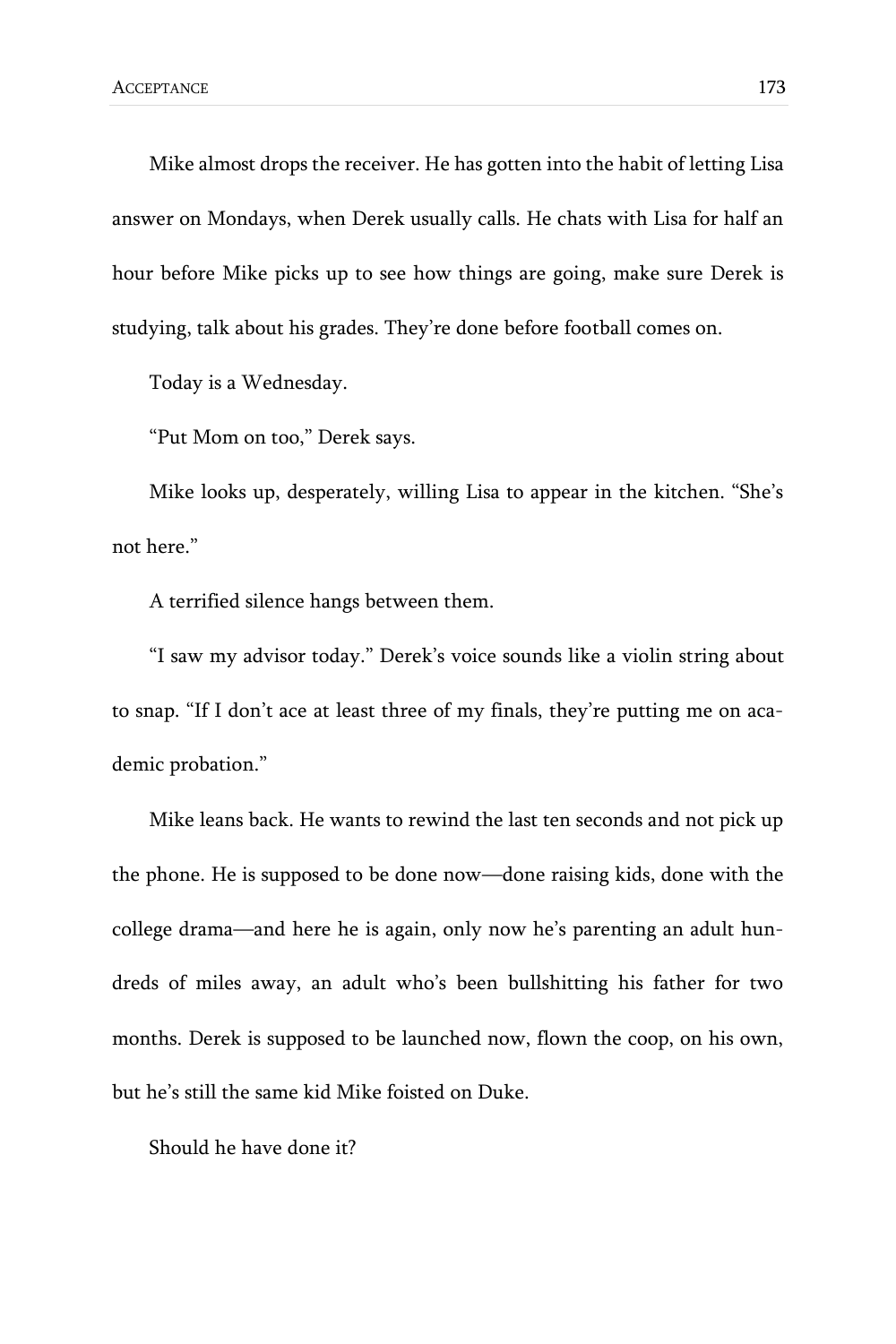Mike almost drops the receiver. He has gotten into the habit of letting Lisa answer on Mondays, when Derek usually calls. He chats with Lisa for half an hour before Mike picks up to see how things are going, make sure Derek is studying, talk about his grades. They're done before football comes on.

Today is a Wednesday.

"Put Mom on too," Derek says.

Mike looks up, desperately, willing Lisa to appear in the kitchen. "She's not here."

A terrified silence hangs between them.

"I saw my advisor today." Derek's voice sounds like a violin string about to snap. "If I don't ace at least three of my finals, they're putting me on academic probation."

Mike leans back. He wants to rewind the last ten seconds and not pick up the phone. He is supposed to be done now—done raising kids, done with the college drama—and here he is again, only now he's parenting an adult hundreds of miles away, an adult who's been bullshitting his father for two months. Derek is supposed to be launched now, flown the coop, on his own, but he's still the same kid Mike foisted on Duke.

Should he have done it?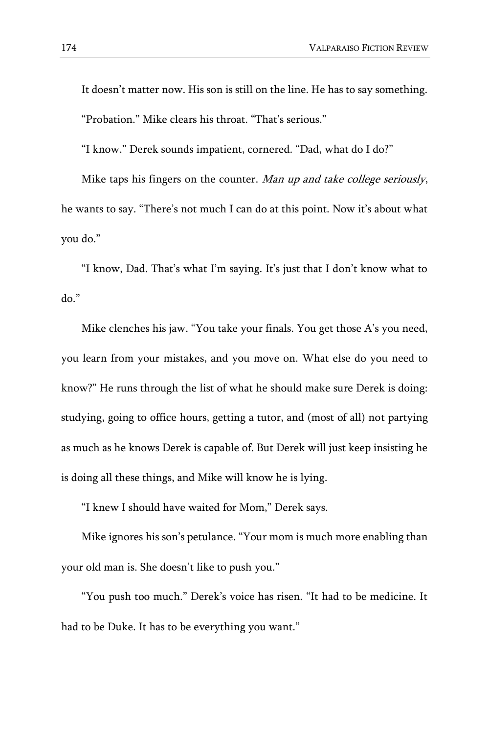It doesn't matter now. His son is still on the line. He has to say something.

"Probation." Mike clears his throat. "That's serious."

"I know." Derek sounds impatient, cornered. "Dad, what do I do?"

Mike taps his fingers on the counter. *Man up and take college seriously*, he wants to say. "There's not much I can do at this point. Now it's about what you do."

"I know, Dad. That's what I'm saying. It's just that I don't know what to do."

Mike clenches his jaw. "You take your finals. You get those A's you need, you learn from your mistakes, and you move on. What else do you need to know?" He runs through the list of what he should make sure Derek is doing: studying, going to office hours, getting a tutor, and (most of all) not partying as much as he knows Derek is capable of. But Derek will just keep insisting he is doing all these things, and Mike will know he is lying.

"I knew I should have waited for Mom," Derek says.

Mike ignores his son's petulance. "Your mom is much more enabling than your old man is. She doesn't like to push you."

"You push too much." Derek's voice has risen. "It had to be medicine. It had to be Duke. It has to be everything you want."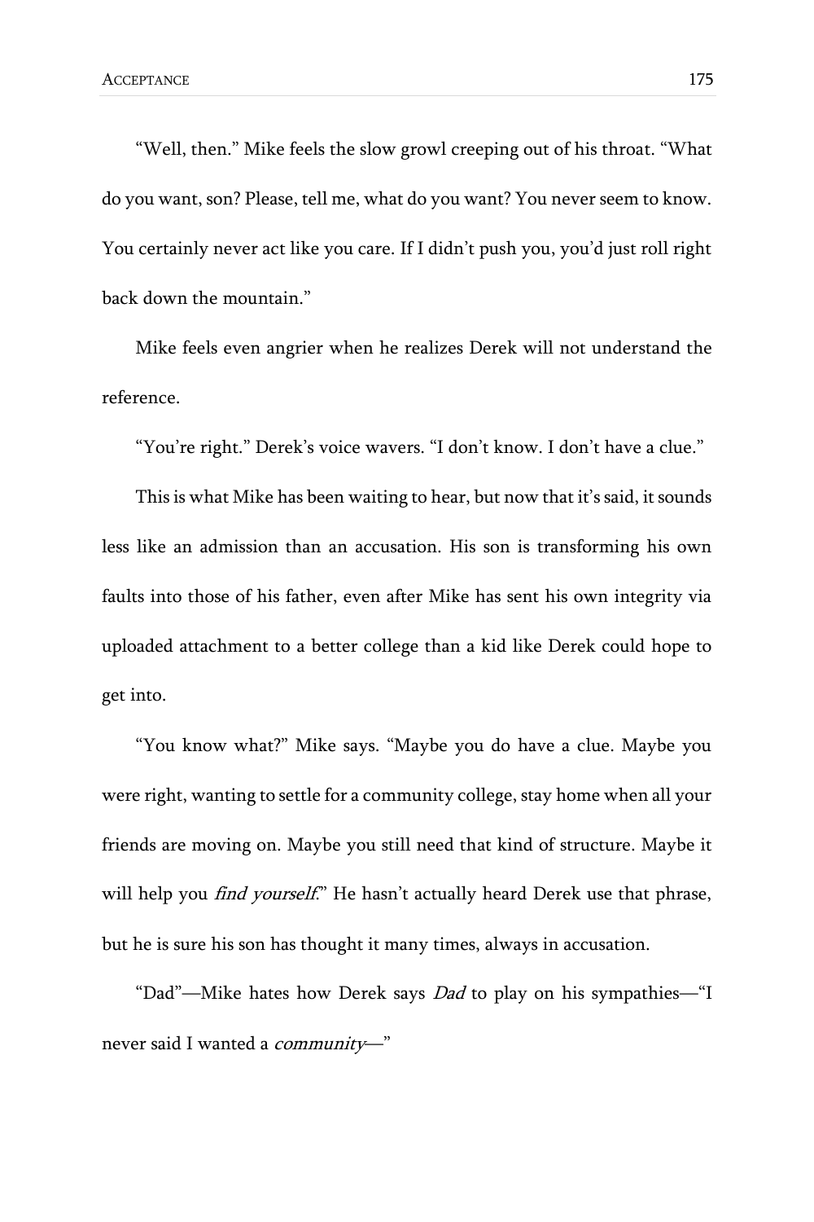"Well, then." Mike feels the slow growl creeping out of his throat. "What do you want, son? Please, tell me, what do you want? You never seem to know. You certainly never act like you care. If I didn't push you, you'd just roll right back down the mountain."

Mike feels even angrier when he realizes Derek will not understand the reference.

"You're right." Derek's voice wavers. "I don't know. I don't have a clue."

This is what Mike has been waiting to hear, but now that it's said, it sounds less like an admission than an accusation. His son is transforming his own faults into those of his father, even after Mike has sent his own integrity via uploaded attachment to a better college than a kid like Derek could hope to get into.

"You know what?" Mike says. "Maybe you do have a clue. Maybe you were right, wanting to settle for a community college, stay home when all your friends are moving on. Maybe you still need that kind of structure. Maybe it will help you *find yourself*." He hasn't actually heard Derek use that phrase, but he is sure his son has thought it many times, always in accusation.

"Dad"—Mike hates how Derek says *Dad* to play on his sympathies—"I never said I wanted a *community*—"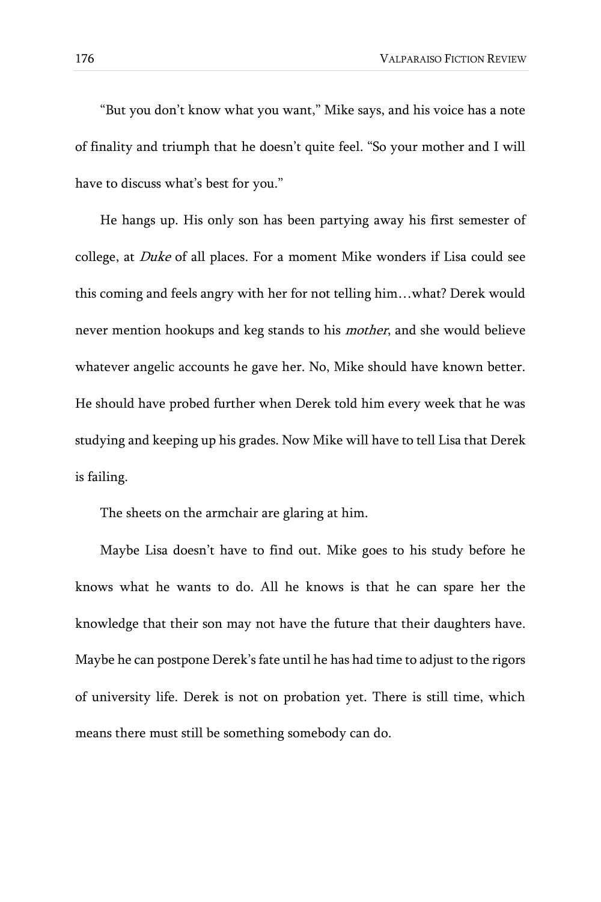"But you don't know what you want," Mike says, and his voice has a note of finality and triumph that he doesn't quite feel. "So your mother and I will have to discuss what's best for you."

He hangs up. His only son has been partying away his first semester of college, at *Duke* of all places. For a moment Mike wonders if Lisa could see this coming and feels angry with her for not telling him…what? Derek would never mention hookups and keg stands to his *mother*, and she would believe whatever angelic accounts he gave her. No, Mike should have known better. He should have probed further when Derek told him every week that he was studying and keeping up his grades. Now Mike will have to tell Lisa that Derek is failing.

The sheets on the armchair are glaring at him.

Maybe Lisa doesn't have to find out. Mike goes to his study before he knows what he wants to do. All he knows is that he can spare her the knowledge that their son may not have the future that their daughters have. Maybe he can postpone Derek's fate until he has had time to adjust to the rigors of university life. Derek is not on probation yet. There is still time, which means there must still be something somebody can do.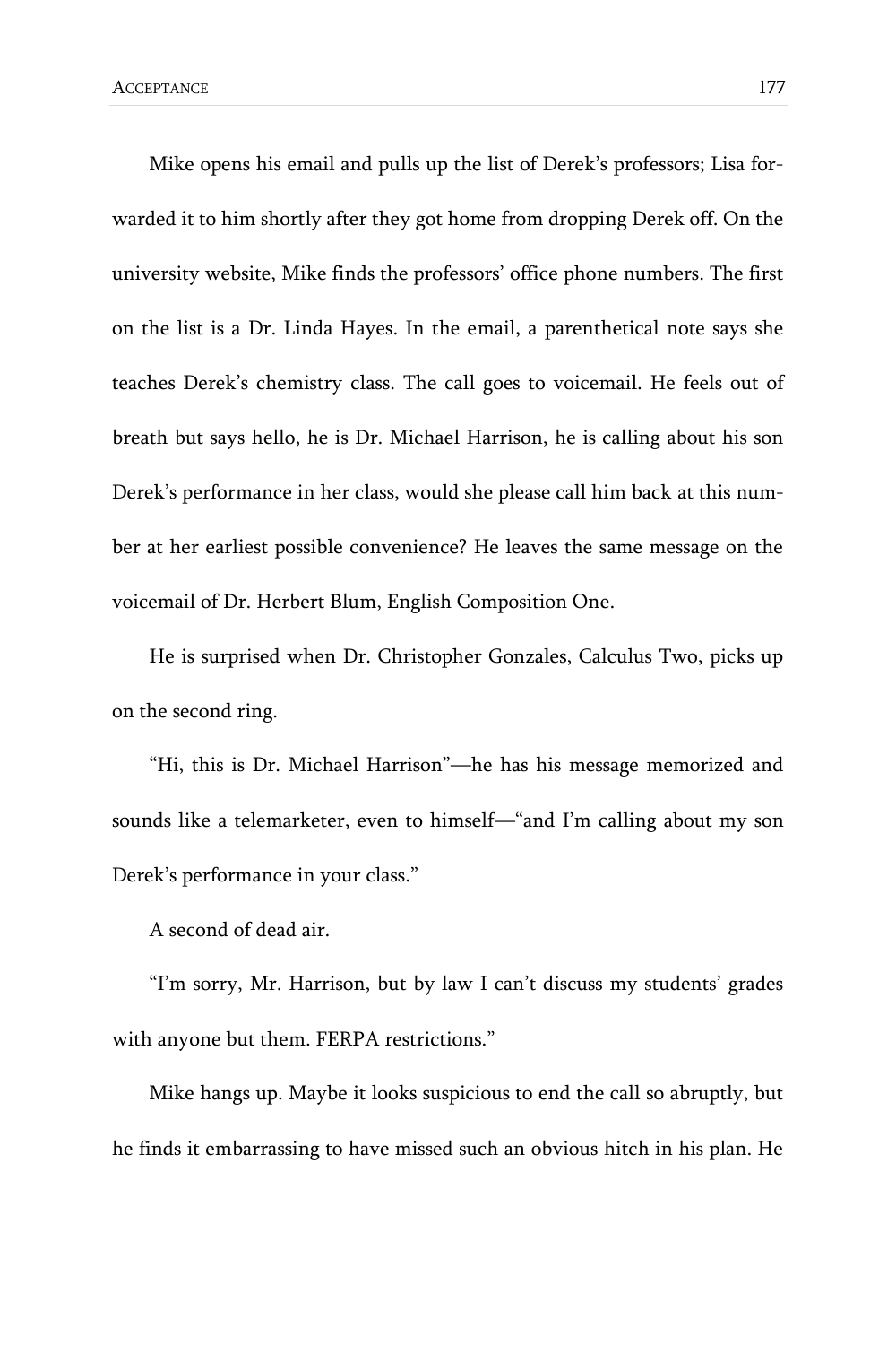Mike opens his email and pulls up the list of Derek's professors; Lisa forwarded it to him shortly after they got home from dropping Derek off. On the university website, Mike finds the professors' office phone numbers. The first on the list is a Dr. Linda Hayes. In the email, a parenthetical note says she teaches Derek's chemistry class. The call goes to voicemail. He feels out of breath but says hello, he is Dr. Michael Harrison, he is calling about his son Derek's performance in her class, would she please call him back at this number at her earliest possible convenience? He leaves the same message on the voicemail of Dr. Herbert Blum, English Composition One.

He is surprised when Dr. Christopher Gonzales, Calculus Two, picks up on the second ring.

"Hi, this is Dr. Michael Harrison"—he has his message memorized and sounds like a telemarketer, even to himself—"and I'm calling about my son Derek's performance in your class."

A second of dead air.

"I'm sorry, Mr. Harrison, but by law I can't discuss my students' grades with anyone but them. FERPA restrictions."

Mike hangs up. Maybe it looks suspicious to end the call so abruptly, but he finds it embarrassing to have missed such an obvious hitch in his plan. He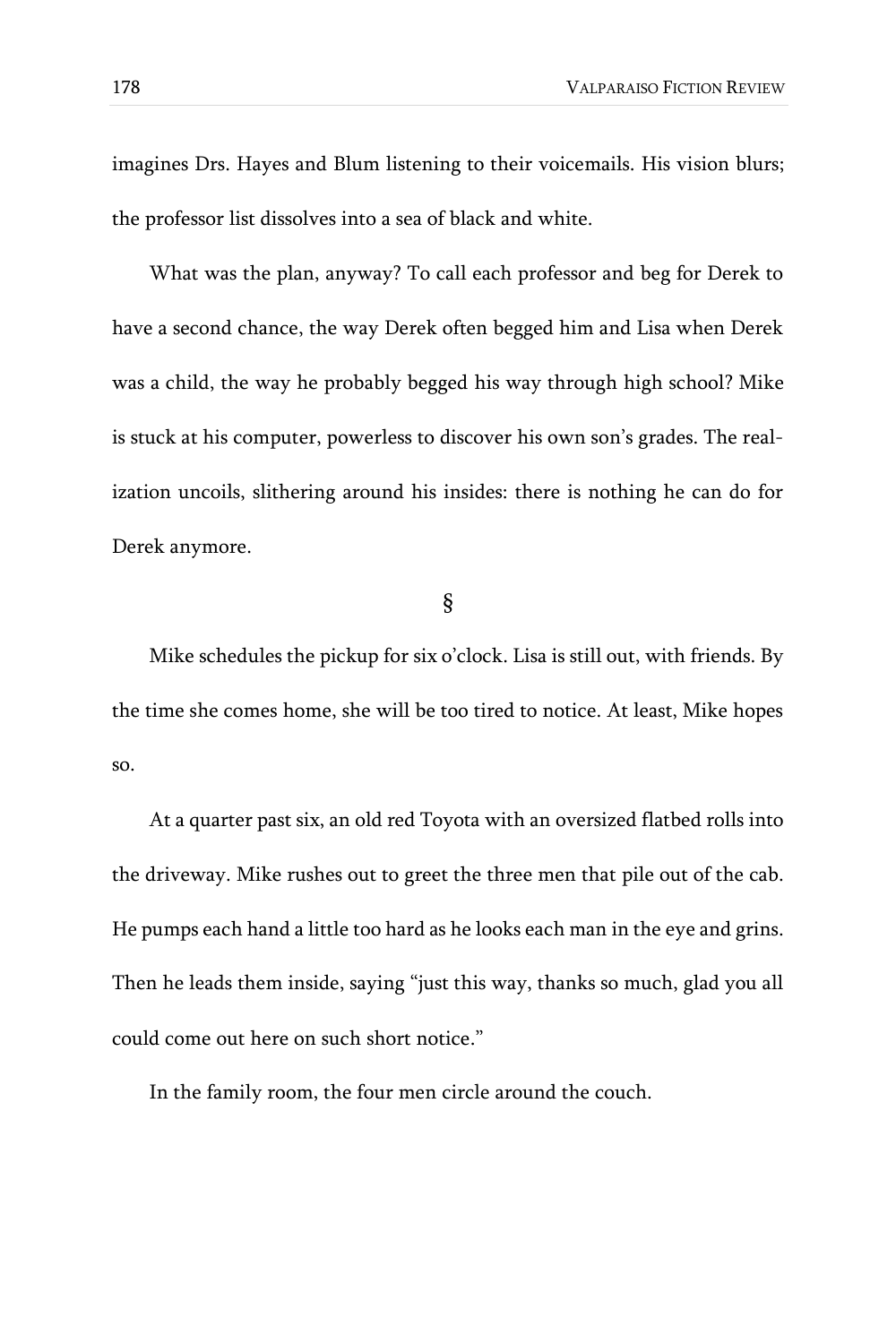imagines Drs. Hayes and Blum listening to their voicemails. His vision blurs; the professor list dissolves into a sea of black and white.

What was the plan, anyway? To call each professor and beg for Derek to have a second chance, the way Derek often begged him and Lisa when Derek was a child, the way he probably begged his way through high school? Mike is stuck at his computer, powerless to discover his own son's grades. The realization uncoils, slithering around his insides: there is nothing he can do for Derek anymore.

§

Mike schedules the pickup for six o'clock. Lisa is still out, with friends. By the time she comes home, she will be too tired to notice. At least, Mike hopes so.

At a quarter past six, an old red Toyota with an oversized flatbed rolls into the driveway. Mike rushes out to greet the three men that pile out of the cab. He pumps each hand a little too hard as he looks each man in the eye and grins. Then he leads them inside, saying "just this way, thanks so much, glad you all could come out here on such short notice."

In the family room, the four men circle around the couch.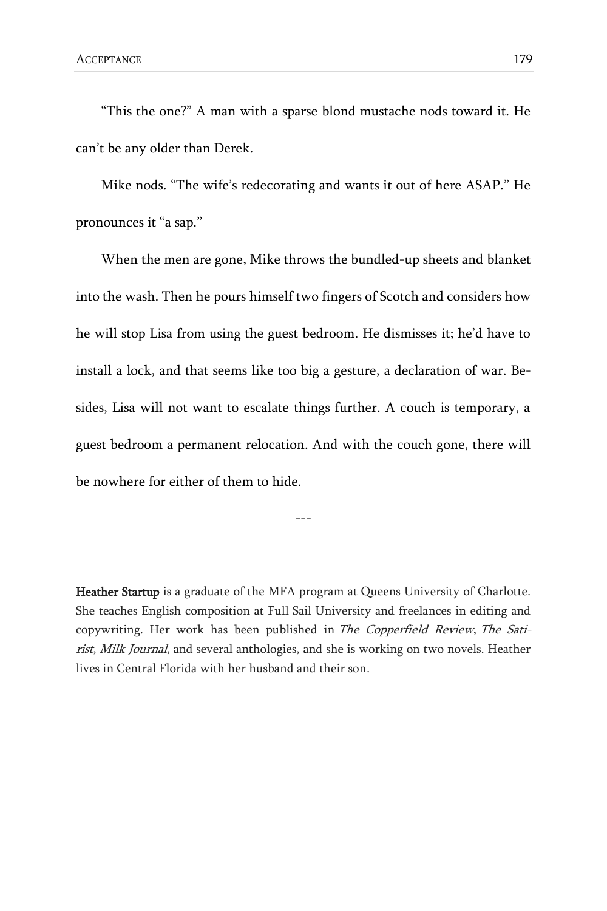"This the one?" A man with a sparse blond mustache nods toward it. He can't be any older than Derek.

Mike nods. "The wife's redecorating and wants it out of here ASAP." He pronounces it "a sap."

When the men are gone, Mike throws the bundled-up sheets and blanket into the wash. Then he pours himself two fingers of Scotch and considers how he will stop Lisa from using the guest bedroom. He dismisses it; he'd have to install a lock, and that seems like too big a gesture, a declaration of war. Besides, Lisa will not want to escalate things further. A couch is temporary, a guest bedroom a permanent relocation. And with the couch gone, there will be nowhere for either of them to hide.

---

**Heather Startup** is a graduate of the MFA program at Queens University of Charlotte. She teaches English composition at Full Sail University and freelances in editing and copywriting. Her work has been published in *The Copperfield Review*, *The Satirist*, *Milk Journal*, and several anthologies, and she is working on two novels. Heather lives in Central Florida with her husband and their son.